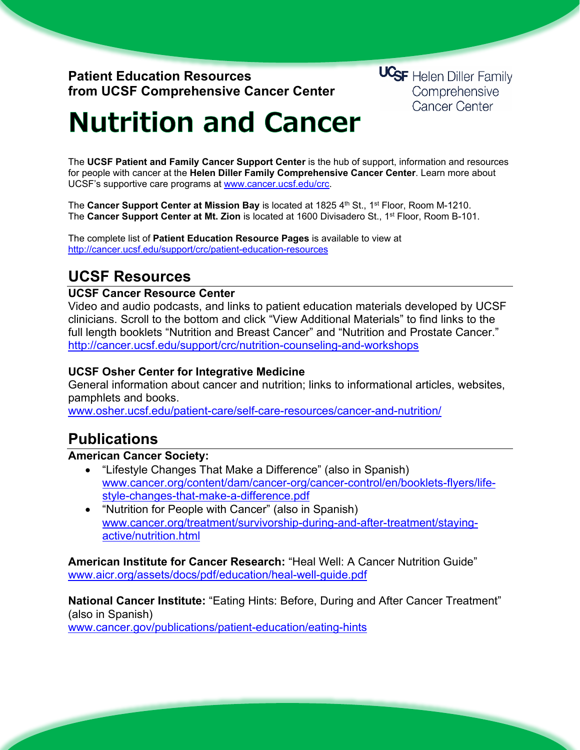**Patient Education Resources**
**from UCSF Comprehensive Cancer Center**

UCSF Helen Diller Family Comprehensive Cancer Center

# Nutrition and Cancer

The **UCSF Patient and Family Cancer Support Center** is the hub of support, information and resources for people with cancer at the **Helen Diller Family Comprehensive Cancer Center**. Learn more about UCSF's supportive care programs at www.cancer.ucsf.edu/crc.

The **Cancer Support Center at Mission Bay** is located at 1825 4th St., 1st Floor, Room M-1210.
The **Cancer Support Center at Mt. Zion** is located at 1600 Divisadero St., 1st Floor, Room B-101.

The complete list of **Patient Education Resource Pages** is available to view at http://cancer.ucsf.edu/support/crc/patient-education-resources

## UCSF Resources

**UCSF Cancer Resource Center**
Video and audio podcasts, and links to patient education materials developed by UCSF clinicians. Scroll to the bottom and click "View Additional Materials" to find links to the full length booklets "Nutrition and Breast Cancer" and "Nutrition and Prostate Cancer."
http://cancer.ucsf.edu/support/crc/nutrition-counseling-and-workshops

**UCSF Osher Center for Integrative Medicine**
General information about cancer and nutrition; links to informational articles, websites, pamphlets and books.
www.osher.ucsf.edu/patient-care/self-care-resources/cancer-and-nutrition/

## Publications

**American Cancer Society:**

- "Lifestyle Changes That Make a Difference" (also in Spanish)
  www.cancer.org/content/dam/cancer-org/cancer-control/en/booklets-flyers/life-style-changes-that-make-a-difference.pdf
- "Nutrition for People with Cancer" (also in Spanish)
  www.cancer.org/treatment/survivorship-during-and-after-treatment/staying-active/nutrition.html

**American Institute for Cancer Research:** "Heal Well: A Cancer Nutrition Guide"
www.aicr.org/assets/docs/pdf/education/heal-well-guide.pdf

**National Cancer Institute:** "Eating Hints: Before, During and After Cancer Treatment" (also in Spanish)
www.cancer.gov/publications/patient-education/eating-hints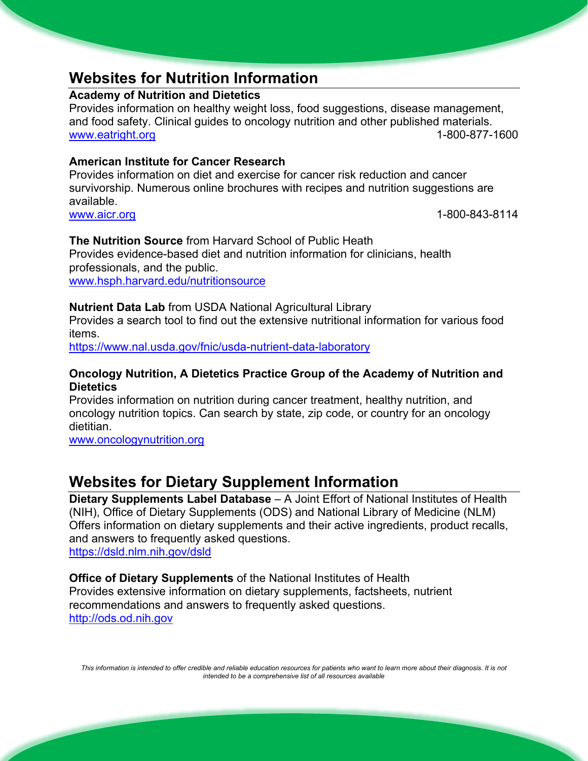## Websites for Nutrition Information

**Academy of Nutrition and Dietetics**
Provides information on healthy weight loss, food suggestions, disease management, and food safety. Clinical guides to oncology nutrition and other published materials.
www.eatright.org 1-800-877-1600

**American Institute for Cancer Research**
Provides information on diet and exercise for cancer risk reduction and cancer survivorship. Numerous online brochures with recipes and nutrition suggestions are available.
www.aicr.org 1-800-843-8114

**The Nutrition Source** from Harvard School of Public Heath
Provides evidence-based diet and nutrition information for clinicians, health professionals, and the public.
www.hsph.harvard.edu/nutritionsource

**Nutrient Data Lab** from USDA National Agricultural Library
Provides a search tool to find out the extensive nutritional information for various food items.
https://www.nal.usda.gov/fnic/usda-nutrient-data-laboratory

**Oncology Nutrition, A Dietetics Practice Group of the Academy of Nutrition and Dietetics**
Provides information on nutrition during cancer treatment, healthy nutrition, and oncology nutrition topics. Can search by state, zip code, or country for an oncology dietitian.
www.oncologynutrition.org

## Websites for Dietary Supplement Information

**Dietary Supplements Label Database** – A Joint Effort of National Institutes of Health (NIH), Office of Dietary Supplements (ODS) and National Library of Medicine (NLM)
Offers information on dietary supplements and their active ingredients, product recalls, and answers to frequently asked questions.
https://dsld.nlm.nih.gov/dsld

**Office of Dietary Supplements** of the National Institutes of Health
Provides extensive information on dietary supplements, factsheets, nutrient recommendations and answers to frequently asked questions.
http://ods.od.nih.gov

*This information is intended to offer credible and reliable education resources for patients who want to learn more about their diagnosis. It is not intended to be a comprehensive list of all resources available*